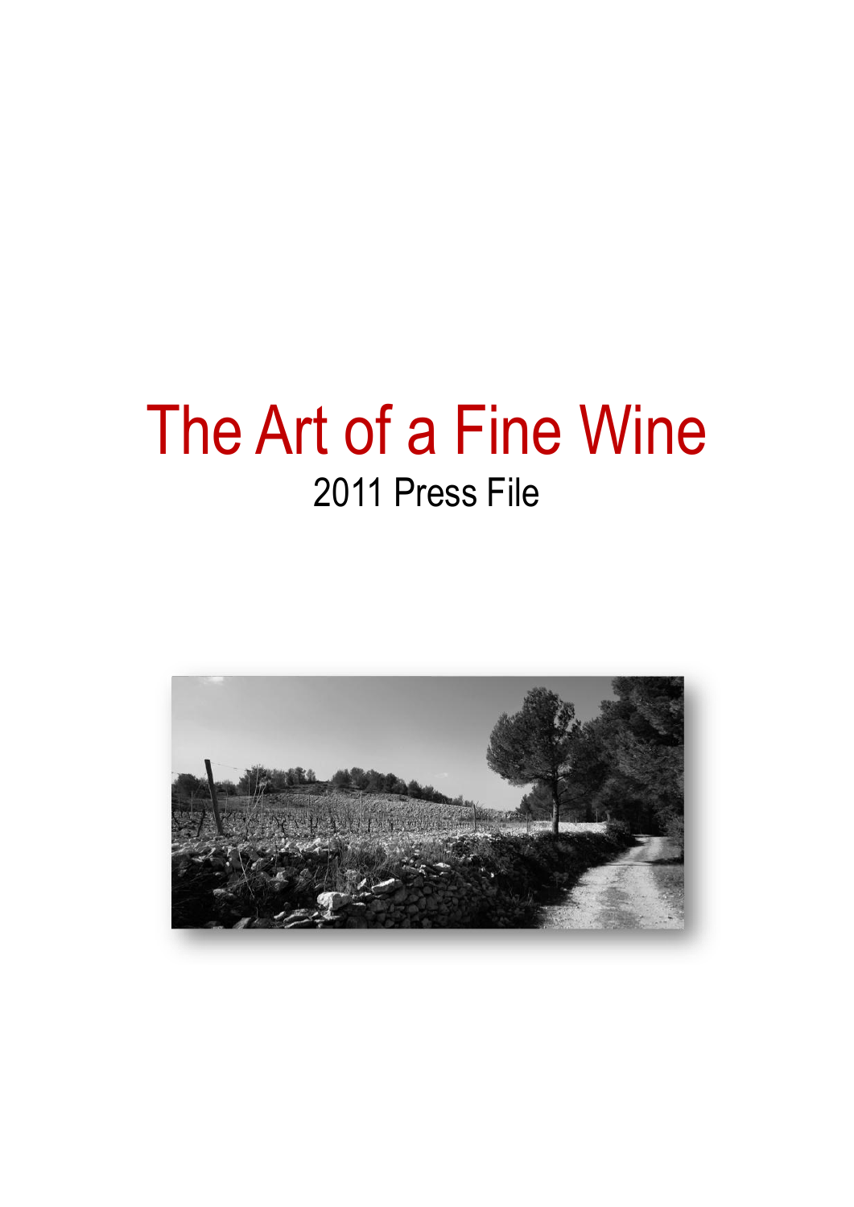# The Art of a Fine Wine

## 2011 Press File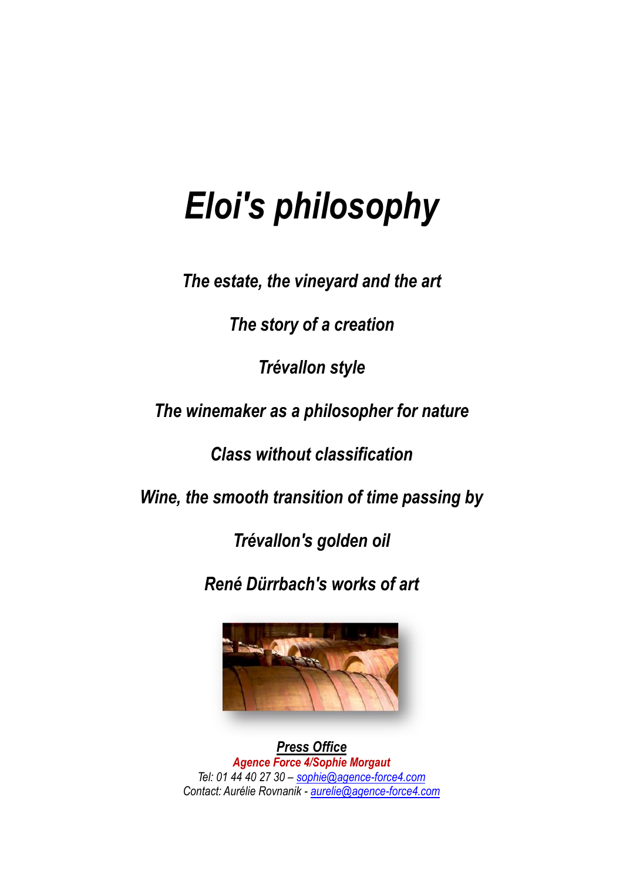# *Eloi's philosophy*

***The estate, the vineyard and the art***

***The story of a creation***

***Trévallon style***

***The winemaker as a philosopher for nature***

***Class without classification***

***Wine, the smooth transition of time passing by***

***Trévallon's golden oil***

***René Dürrbach's works of art***

***Press Office***

***Agence Force 4/Sophie Morgaut***

*Tel: 01 44 40 27 30 – sophie@agence-force4.com*

*Contact: Aurélie Rovnanik - aurelie@agence-force4.com*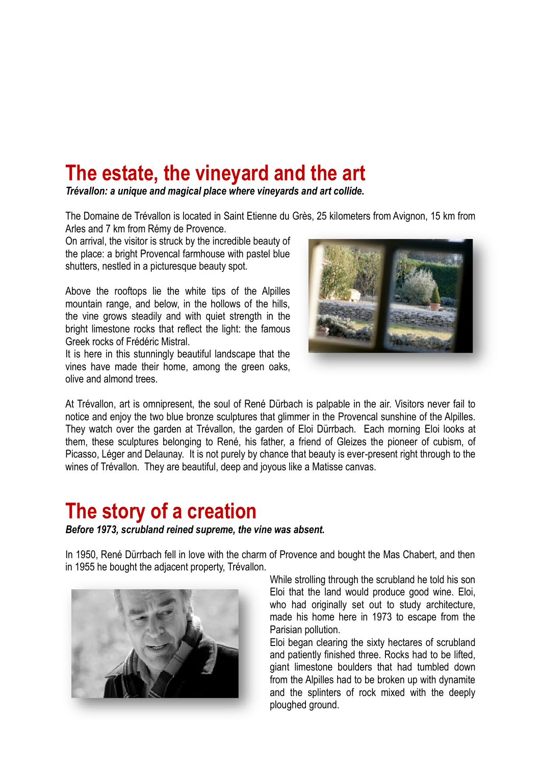# The estate, the vineyard and the art

***Trévallon: a unique and magical place where vineyards and art collide.***

The Domaine de Trévallon is located in Saint Etienne du Grès, 25 kilometers from Avignon, 15 km from Arles and 7 km from Rémy de Provence.

On arrival, the visitor is struck by the incredible beauty of the place: a bright Provencal farmhouse with pastel blue shutters, nestled in a picturesque beauty spot.

Above the rooftops lie the white tips of the Alpilles mountain range, and below, in the hollows of the hills, the vine grows steadily and with quiet strength in the bright limestone rocks that reflect the light: the famous Greek rocks of Frédéric Mistral.

It is here in this stunningly beautiful landscape that the vines have made their home, among the green oaks, olive and almond trees.

At Trévallon, art is omnipresent, the soul of René Dürbach is palpable in the air. Visitors never fail to notice and enjoy the two blue bronze sculptures that glimmer in the Provencal sunshine of the Alpilles. They watch over the garden at Trévallon, the garden of Eloi Dürrbach. Each morning Eloi looks at them, these sculptures belonging to René, his father, a friend of Gleizes the pioneer of cubism, of Picasso, Léger and Delaunay. It is not purely by chance that beauty is ever-present right through to the wines of Trévallon. They are beautiful, deep and joyous like a Matisse canvas.

# The story of a creation

***Before 1973, scrubland reined supreme, the vine was absent.***

In 1950, René Dürrbach fell in love with the charm of Provence and bought the Mas Chabert, and then in 1955 he bought the adjacent property, Trévallon.

While strolling through the scrubland he told his son Eloi that the land would produce good wine. Eloi, who had originally set out to study architecture, made his home here in 1973 to escape from the Parisian pollution.

Eloi began clearing the sixty hectares of scrubland and patiently finished three. Rocks had to be lifted, giant limestone boulders that had tumbled down from the Alpilles had to be broken up with dynamite and the splinters of rock mixed with the deeply ploughed ground.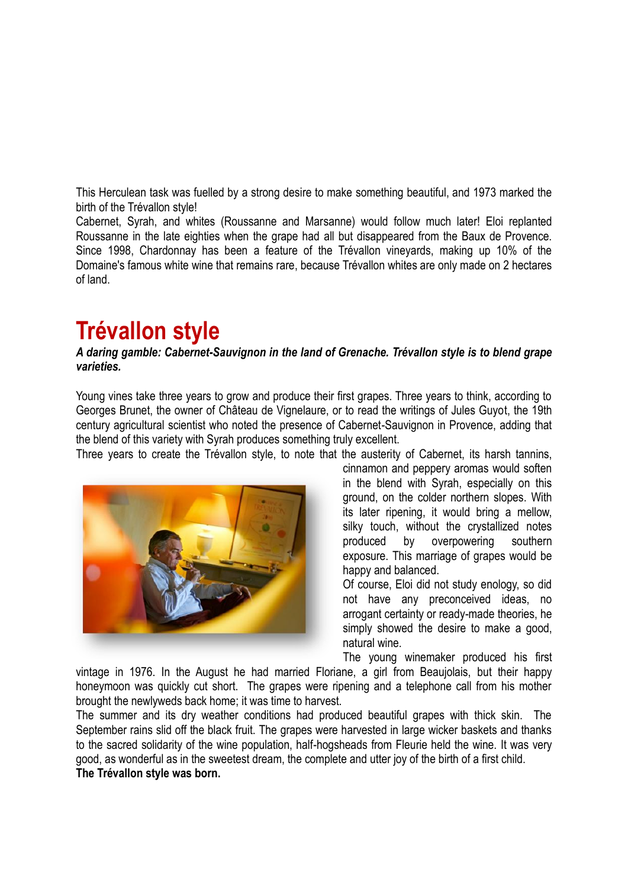This Herculean task was fuelled by a strong desire to make something beautiful, and 1973 marked the birth of the Trévallon style!

Cabernet, Syrah, and whites (Roussanne and Marsanne) would follow much later! Eloi replanted Roussanne in the late eighties when the grape had all but disappeared from the Baux de Provence. Since 1998, Chardonnay has been a feature of the Trévallon vineyards, making up 10% of the Domaine's famous white wine that remains rare, because Trévallon whites are only made on 2 hectares of land.

# Trévallon style

***A daring gamble: Cabernet-Sauvignon in the land of Grenache. Trévallon style is to blend grape varieties.***

Young vines take three years to grow and produce their first grapes. Three years to think, according to Georges Brunet, the owner of Château de Vignelaure, or to read the writings of Jules Guyot, the 19th century agricultural scientist who noted the presence of Cabernet-Sauvignon in Provence, adding that the blend of this variety with Syrah produces something truly excellent.

Three years to create the Trévallon style, to note that the austerity of Cabernet, its harsh tannins, cinnamon and peppery aromas would soften in the blend with Syrah, especially on this ground, on the colder northern slopes. With its later ripening, it would bring a mellow, silky touch, without the crystallized notes produced by overpowering southern exposure. This marriage of grapes would be happy and balanced.

Of course, Eloi did not study enology, so did not have any preconceived ideas, no arrogant certainty or ready-made theories, he simply showed the desire to make a good, natural wine.

The young winemaker produced his first vintage in 1976. In the August he had married Floriane, a girl from Beaujolais, but their happy honeymoon was quickly cut short. The grapes were ripening and a telephone call from his mother brought the newlyweds back home; it was time to harvest.

The summer and its dry weather conditions had produced beautiful grapes with thick skin. The September rains slid off the black fruit. The grapes were harvested in large wicker baskets and thanks to the sacred solidarity of the wine population, half-hogsheads from Fleurie held the wine. It was very good, as wonderful as in the sweetest dream, the complete and utter joy of the birth of a first child.

**The Trévallon style was born.**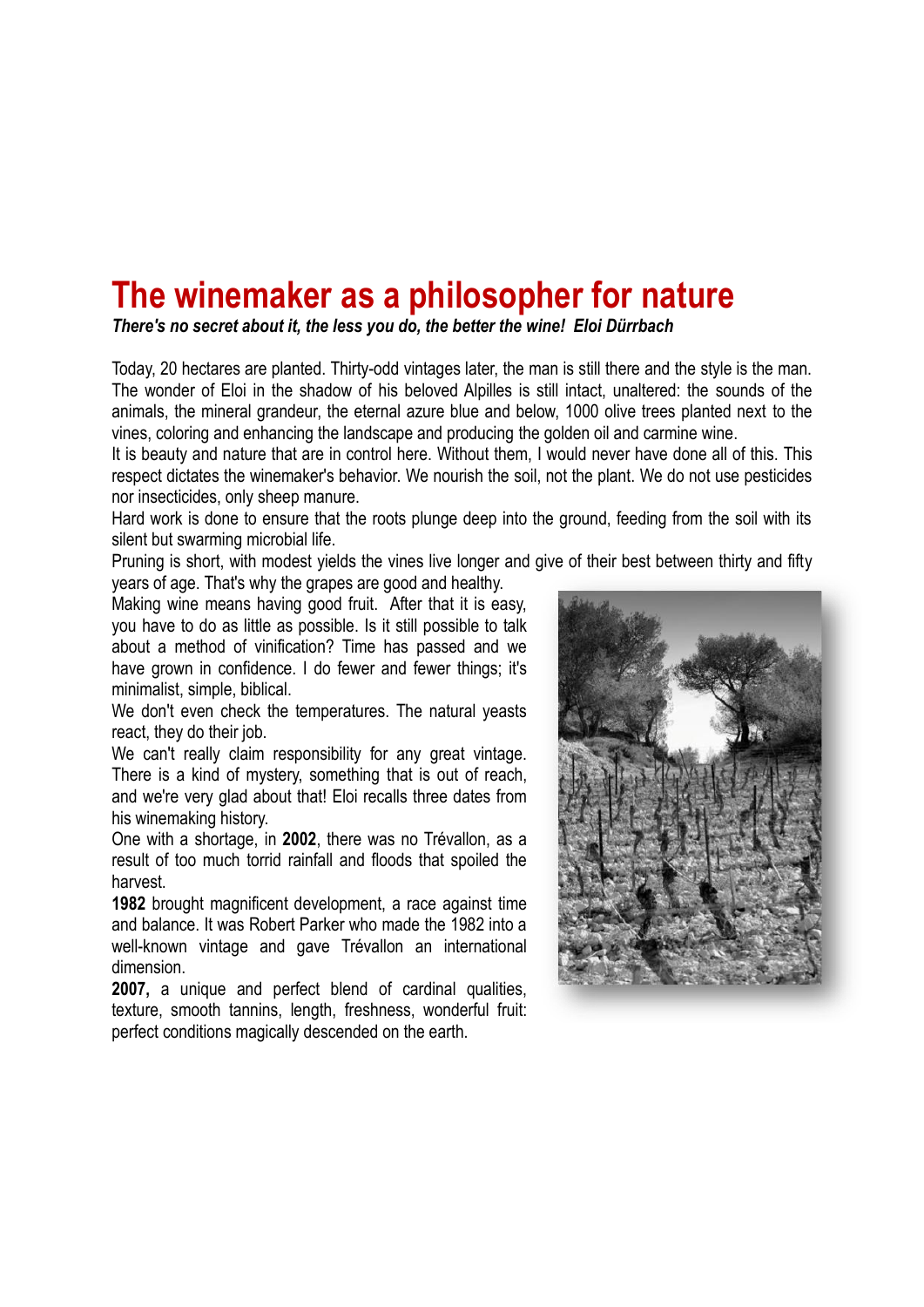# The winemaker as a philosopher for nature

***There's no secret about it, the less you do, the better the wine! Eloi Dürrbach***

Today, 20 hectares are planted. Thirty-odd vintages later, the man is still there and the style is the man. The wonder of Eloi in the shadow of his beloved Alpilles is still intact, unaltered: the sounds of the animals, the mineral grandeur, the eternal azure blue and below, 1000 olive trees planted next to the vines, coloring and enhancing the landscape and producing the golden oil and carmine wine.

It is beauty and nature that are in control here. Without them, I would never have done all of this. This respect dictates the winemaker's behavior. We nourish the soil, not the plant. We do not use pesticides nor insecticides, only sheep manure.

Hard work is done to ensure that the roots plunge deep into the ground, feeding from the soil with its silent but swarming microbial life.

Pruning is short, with modest yields the vines live longer and give of their best between thirty and fifty years of age. That's why the grapes are good and healthy.

Making wine means having good fruit. After that it is easy, you have to do as little as possible. Is it still possible to talk about a method of vinification? Time has passed and we have grown in confidence. I do fewer and fewer things; it's minimalist, simple, biblical.

We don't even check the temperatures. The natural yeasts react, they do their job.

We can't really claim responsibility for any great vintage. There is a kind of mystery, something that is out of reach, and we're very glad about that! Eloi recalls three dates from his winemaking history.

One with a shortage, in **2002**, there was no Trévallon, as a result of too much torrid rainfall and floods that spoiled the harvest.

**1982** brought magnificent development, a race against time and balance. It was Robert Parker who made the 1982 into a well-known vintage and gave Trévallon an international dimension.

**2007,** a unique and perfect blend of cardinal qualities, texture, smooth tannins, length, freshness, wonderful fruit: perfect conditions magically descended on the earth.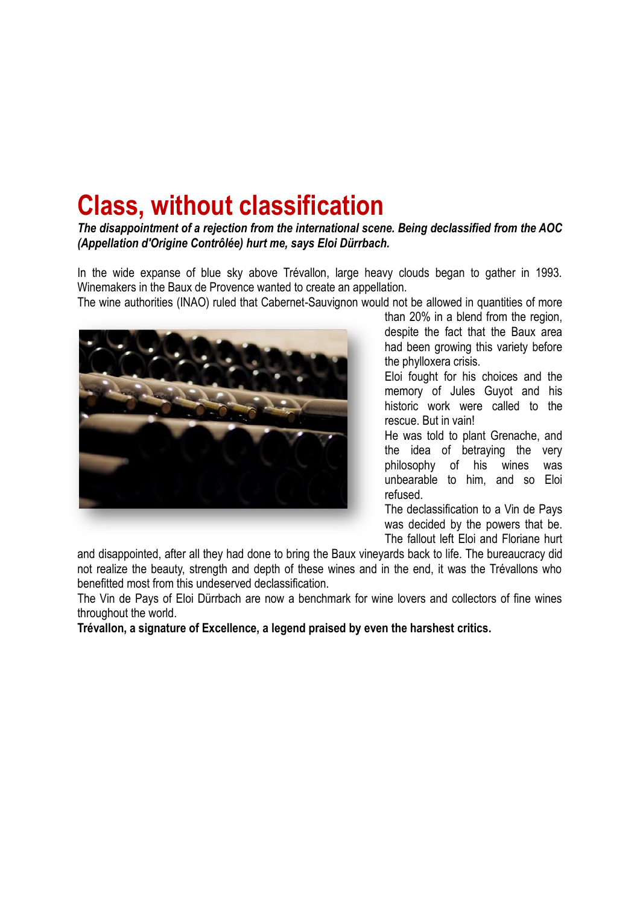# Class, without classification

***The disappointment of a rejection from the international scene. Being declassified from the AOC (Appellation d'Origine Contrôlée) hurt me, says Eloi Dürrbach.***

In the wide expanse of blue sky above Trévallon, large heavy clouds began to gather in 1993. Winemakers in the Baux de Provence wanted to create an appellation.

The wine authorities (INAO) ruled that Cabernet-Sauvignon would not be allowed in quantities of more than 20% in a blend from the region, despite the fact that the Baux area had been growing this variety before the phylloxera crisis.

Eloi fought for his choices and the memory of Jules Guyot and his historic work were called to the rescue. But in vain!

He was told to plant Grenache, and the idea of betraying the very philosophy of his wines was unbearable to him, and so Eloi refused.

The declassification to a Vin de Pays was decided by the powers that be. The fallout left Eloi and Floriane hurt and disappointed, after all they had done to bring the Baux vineyards back to life. The bureaucracy did not realize the beauty, strength and depth of these wines and in the end, it was the Trévallons who benefitted most from this undeserved declassification.

The Vin de Pays of Eloi Dürrbach are now a benchmark for wine lovers and collectors of fine wines throughout the world.

**Trévallon, a signature of Excellence, a legend praised by even the harshest critics.**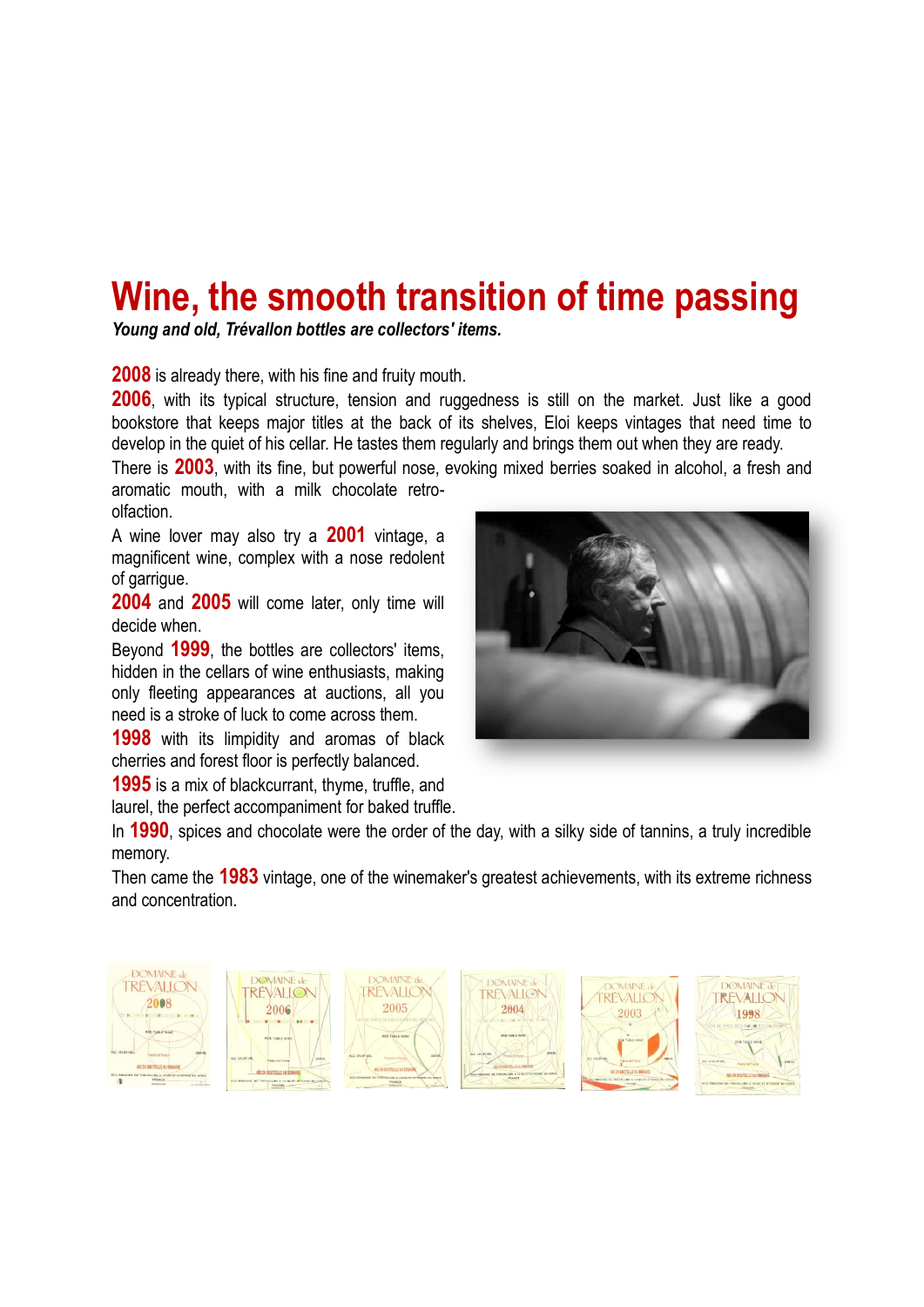# Wine, the smooth transition of time passing

***Young and old, Trévallon bottles are collectors' items.***

**2008** is already there, with his fine and fruity mouth.

**2006**, with its typical structure, tension and ruggedness is still on the market. Just like a good bookstore that keeps major titles at the back of its shelves, Eloi keeps vintages that need time to develop in the quiet of his cellar. He tastes them regularly and brings them out when they are ready.

There is **2003**, with its fine, but powerful nose, evoking mixed berries soaked in alcohol, a fresh and aromatic mouth, with a milk chocolate retro-olfaction.

A wine lover may also try a **2001** vintage, a magnificent wine, complex with a nose redolent of garrigue.

**2004** and **2005** will come later, only time will decide when.

Beyond **1999**, the bottles are collectors' items, hidden in the cellars of wine enthusiasts, making only fleeting appearances at auctions, all you need is a stroke of luck to come across them.

**1998** with its limpidity and aromas of black cherries and forest floor is perfectly balanced.

**1995** is a mix of blackcurrant, thyme, truffle, and laurel, the perfect accompaniment for baked truffle.

In **1990**, spices and chocolate were the order of the day, with a silky side of tannins, a truly incredible memory.

Then came the **1983** vintage, one of the winemaker's greatest achievements, with its extreme richness and concentration.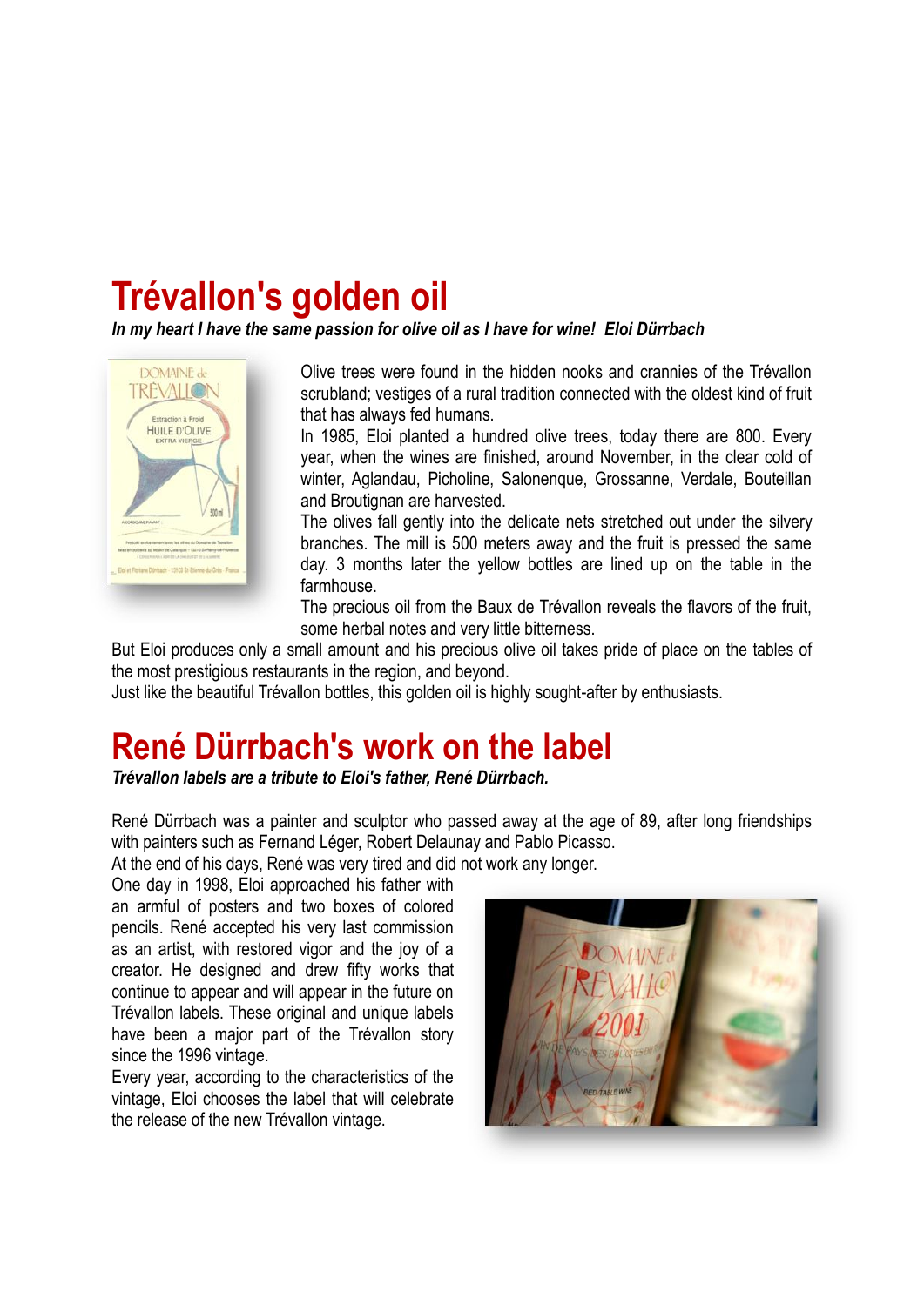# Trévallon's golden oil

***In my heart I have the same passion for olive oil as I have for wine! Eloi Dürrbach***

Olive trees were found in the hidden nooks and crannies of the Trévallon scrubland; vestiges of a rural tradition connected with the oldest kind of fruit that has always fed humans.

In 1985, Eloi planted a hundred olive trees, today there are 800. Every year, when the wines are finished, around November, in the clear cold of winter, Aglandau, Picholine, Salonenque, Grossanne, Verdale, Bouteillan and Broutignan are harvested.

The olives fall gently into the delicate nets stretched out under the silvery branches. The mill is 500 meters away and the fruit is pressed the same day. 3 months later the yellow bottles are lined up on the table in the farmhouse.

The precious oil from the Baux de Trévallon reveals the flavors of the fruit, some herbal notes and very little bitterness.

But Eloi produces only a small amount and his precious olive oil takes pride of place on the tables of the most prestigious restaurants in the region, and beyond.

Just like the beautiful Trévallon bottles, this golden oil is highly sought-after by enthusiasts.

# René Dürrbach's work on the label

***Trévallon labels are a tribute to Eloi's father, René Dürrbach.***

René Dürrbach was a painter and sculptor who passed away at the age of 89, after long friendships with painters such as Fernand Léger, Robert Delaunay and Pablo Picasso.

At the end of his days, René was very tired and did not work any longer.

One day in 1998, Eloi approached his father with an armful of posters and two boxes of colored pencils. René accepted his very last commission as an artist, with restored vigor and the joy of a creator. He designed and drew fifty works that continue to appear and will appear in the future on Trévallon labels. These original and unique labels have been a major part of the Trévallon story since the 1996 vintage.

Every year, according to the characteristics of the vintage, Eloi chooses the label that will celebrate the release of the new Trévallon vintage.